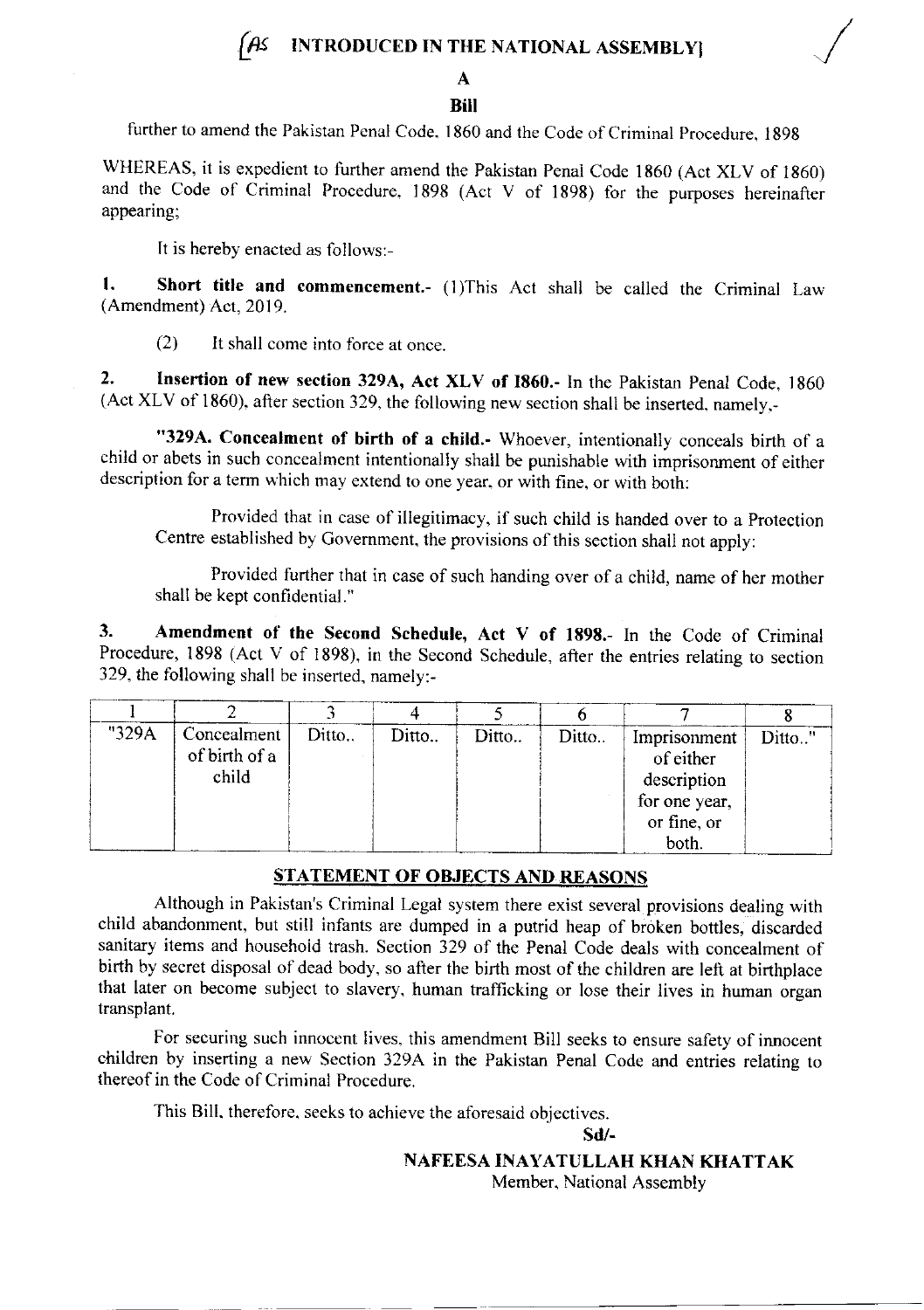**[AS INTRODUCED IN THE NATIONAL ASSEMBLY]**

# A

## Bill

further to amend the Pakistan Penal Code, 1860 and the Code of Criminal Procedure, 1898

WHEREAS, it is expedient to further amend the Pakistan Penal Code 1860 (Act XLV of 1860) and the Code of Criminal Procedure, 1898 (Act V of 1898) for the purposes hereinafter appearing;

It is hereby enacted as follows:-

**1. Short title and commencement.-** (1)This Act shall be called the Criminal Law (Amendment) Act, 2019.

(2) It shall come into force at once.

**2. Insertion of new section 329A, Act XLV of 1860.-** In the Pakistan Penal Code, 1860 (Act XLV of 1860), after section 329, the following new section shall be inserted, namely,-

**"329A. Concealment of birth of a child.-** Whoever, intentionally conceals birth of a child or abets in such concealment intentionally shall be punishable with imprisonment of either description for a term which may extend to one year, or with fine, or with both:

Provided that in case of illegitimacy, if such child is handed over to a Protection Centre established by Government, the provisions of this section shall not apply:

Provided further that in case of such handing over of a child, name of her mother shall be kept confidential."

**3. Amendment of the Second Schedule, Act V of 1898.-** In the Code of Criminal Procedure, 1898 (Act V of 1898), in the Second Schedule, after the entries relating to section 329, the following shall be inserted, namely:-

| 1 | 2 | 3 | 4 | 5 | 6 | 7 | 8 |
|---|---|---|---|---|---|---|---|
| "329A | Concealment of birth of a child | Ditto.. | Ditto.. | Ditto.. | Ditto.. | Imprisonment of either description for one year, or fine, or both. | Ditto.." |

## STATEMENT OF OBJECTS AND REASONS

Although in Pakistan's Criminal Legal system there exist several provisions dealing with child abandonment, but still infants are dumped in a putrid heap of broken bottles, discarded sanitary items and household trash. Section 329 of the Penal Code deals with concealment of birth by secret disposal of dead body, so after the birth most of the children are left at birthplace that later on become subject to slavery, human trafficking or lose their lives in human organ transplant.

For securing such innocent lives, this amendment Bill seeks to ensure safety of innocent children by inserting a new Section 329A in the Pakistan Penal Code and entries relating to thereof in the Code of Criminal Procedure.

This Bill, therefore, seeks to achieve the aforesaid objectives.

**Sd/-**

**NAFEESA INAYATULLAH KHAN KHATTAK**
Member, National Assembly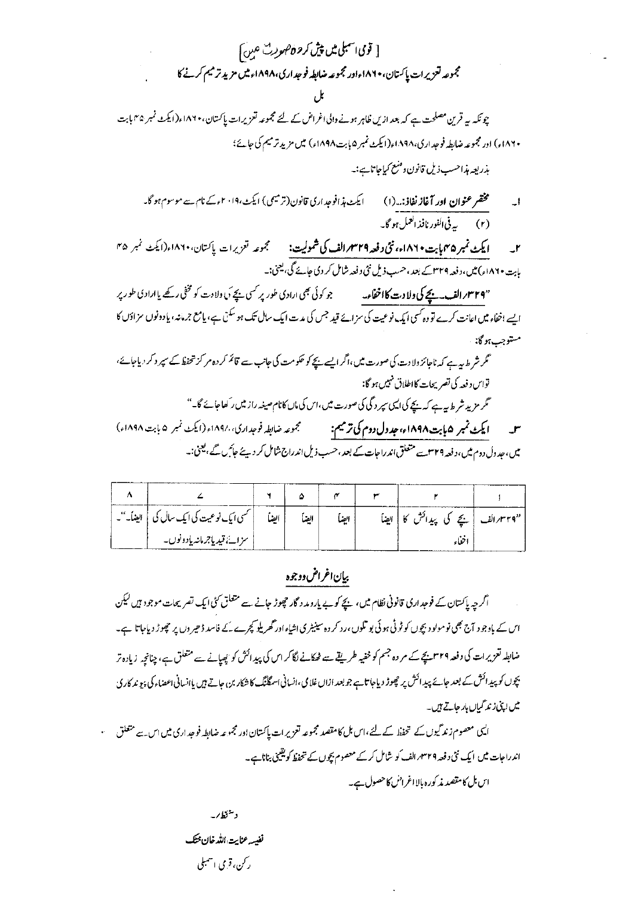[ قومی اسمبلی میں پیش کردہ صورت میں ]

## مجموعہ تعزیرات پاکستان، ۱۸۶۰ء اور مجموعہ ضابطہ فوجداری، ۱۸۹۸ء میں مزید ترمیم کرنے کا

## بل

چونکہ یہ قرین مصلحت ہے کہ بعد ازیں ظاہر ہونے والی اغراض کے لئے مجموعہ تعزیرات پاکستان، ۱۸۶۰ء (ایکٹ نمبر ۴۵ بابت ۱۸۶۰ء) اور مجموعہ ضابطہ فوجداری، ۱۸۹۸ء (ایکٹ نمبر ۵ بابت ۱۸۹۸ء) میں مزید ترمیم کی جائے؛

بذریعہ ہذا حسب ذیل قانون وضع کیا جاتا ہے:۔

۱۔ **مختصر عنوان اور آغاز نفاذ:۔** (۱) ایکٹ ہذا فوجداری قانون (ترمیمی) ایکٹ، ۲۰۱۹ء کے نام سے موسوم ہوگا۔

(۲) یہ فی الفور نافذ العمل ہوگا۔

۲۔ **ایکٹ نمبر ۴۵ بابت ۱۸۶۰ء، نئی دفعہ ۳۲۹-الف کی شمولیت:** مجموعہ تعزیرات پاکستان، ۱۸۶۰ء (ایکٹ نمبر ۴۵ بابت ۱۸۶۰ء) میں، دفعہ ۳۲۹ کے بعد، حسب ذیل نئی دفعہ شامل کر دی جائے گی، یعنی:۔

"**۳۲۹-الف۔ بچے کی ولادت کا اخفاء۔** جو کوئی بھی ارادی طور پر کسی بچے کی ولادت کو مخفی رکھے یا ارادی طور پر ایسے اخفاء میں اعانت کرے تو وہ کسی ایک نوعیت کی سزائے قید جس کی مدت ایک سال تک ہو سکتی ہے، یا مع جرمانہ، یا دونوں سزاؤں کا مستوجب ہوگا:

مگر شرط یہ ہے کہ ناجائز ولادت کی صورت میں، اگر ایسے بچے کو حکومت کی جانب سے قائم کردہ مرکز تحفظ کے سپرد کر دیا جائے، تو اس دفعہ کی تصریحات کا اطلاق نہیں ہوگا:

مگر مزید شرط یہ ہے کہ بچے کی ایسی سپردگی کی صورت میں، اس کی ماں کا نام صیغہ راز میں رکھا جائے گا۔"

۳۔ **ایکٹ نمبر ۵ بابت ۱۸۹۸ء، جدول دوم کی ترمیم:** مجموعہ ضابطہ فوجداری، ۱۸۹۸ء (ایکٹ نمبر ۵ بابت ۱۸۹۸ء) میں، جدول دوم میں، دفعہ ۳۲۹ سے متعلق اندراجات کے بعد، حسب ذیل اندراج شامل کر دیئے جائیں گے، یعنی:۔

| ۱ | ۲ | ۳ | ۴ | ۵ | ۶ | ۷ | ۸ |
|---|---|---|---|---|---|---|---|
| "۳۲۹-الف | بچے کی پیدائش کا اخفاء | ایضاً | ایضاً | ایضاً | ایضاً | کسی ایک نوعیت کی ایک سال کی سزائے قید یا جرمانہ یا دونوں۔ | ایضاً۔" |

## بیان اغراض و وجوہ

اگرچہ پاکستان کے فوجداری قانونی نظام میں، بچے کو بے یار و مددگار چھوڑ جانے سے متعلق کئی ایک تصریحات موجود ہیں لیکن اس کے باوجود آج بھی نومولود بچوں کو ٹوٹی ہوئی بوتلوں، رد کردہ سینیٹری اشیاء اور گھریلو کچرے کے فاسد ڈھیروں پر چھوڑ دیا جاتا ہے۔ ضابطہ تعزیرات کی دفعہ ۳۲۹ بچے کے مردہ جسم کو خفیہ طریقے سے ٹھکانے لگا کر اس کی پیدائش کو چھپانے سے متعلق ہے، چنانچہ زیادہ تر بچوں کو پیدائش کے بعد جائے پیدائش پر چھوڑ دیا جاتا ہے جو بعد ازاں غلامی، انسانی اسمگلنگ کا شکار بن جاتے ہیں یا انسانی اعضاء کی پیوندکاری میں اپنی زندگیاں ہار جاتے ہیں۔

ایسی معصوم زندگیوں کے تحفظ کے لئے، اس بل کا مقصد مجموعہ تعزیرات پاکستان اور مجموعہ ضابطہ فوجداری میں اس سے متعلق اندراجات میں ایک نئی دفعہ ۳۲۹-الف کو شامل کر کے معصوم بچوں کے تحفظ کو یقینی بنانا ہے۔

اس بل کا مقصد مذکورہ بالا اغراض کا حصول ہے۔

دستخط/-

**نفیسہ عنایت اللہ خان خٹک**

رکن، قومی اسمبلی